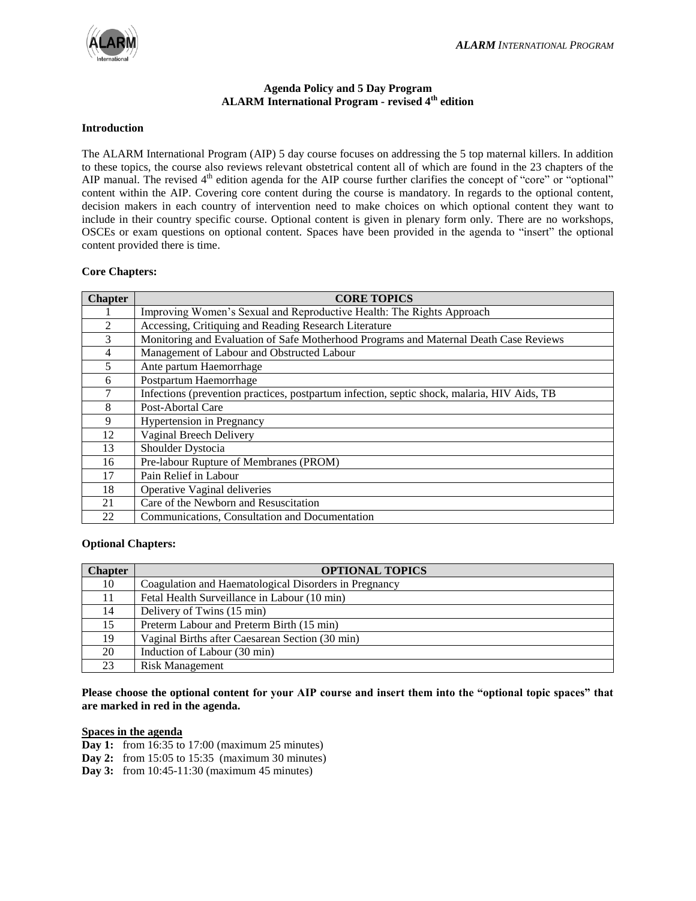# Agenda Policy and 5 Day Program
## ALARM International Program - revised 4th edition

### Introduction

The ALARM International Program (AIP) 5 day course focuses on addressing the 5 top maternal killers. In addition to these topics, the course also reviews relevant obstetrical content all of which are found in the 23 chapters of the AIP manual. The revised 4th edition agenda for the AIP course further clarifies the concept of "core" or "optional" content within the AIP. Covering core content during the course is mandatory. In regards to the optional content, decision makers in each country of intervention need to make choices on which optional content they want to include in their country specific course. Optional content is given in plenary form only. There are no workshops, OSCEs or exam questions on optional content. Spaces have been provided in the agenda to "insert" the optional content provided there is time.

### Core Chapters:

| Chapter | CORE TOPICS |
|---|---|
| 1 | Improving Women's Sexual and Reproductive Health: The Rights Approach |
| 2 | Accessing, Critiquing and Reading Research Literature |
| 3 | Monitoring and Evaluation of Safe Motherhood Programs and Maternal Death Case Reviews |
| 4 | Management of Labour and Obstructed Labour |
| 5 | Ante partum Haemorrhage |
| 6 | Postpartum Haemorrhage |
| 7 | Infections (prevention practices, postpartum infection, septic shock, malaria, HIV Aids, TB |
| 8 | Post-Abortal Care |
| 9 | Hypertension in Pregnancy |
| 12 | Vaginal Breech Delivery |
| 13 | Shoulder Dystocia |
| 16 | Pre-labour Rupture of Membranes (PROM) |
| 17 | Pain Relief in Labour |
| 18 | Operative Vaginal deliveries |
| 21 | Care of the Newborn and Resuscitation |
| 22 | Communications, Consultation and Documentation |

### Optional Chapters:

| Chapter | OPTIONAL TOPICS |
|---|---|
| 10 | Coagulation and Haematological Disorders in Pregnancy |
| 11 | Fetal Health Surveillance in Labour (10 min) |
| 14 | Delivery of Twins (15 min) |
| 15 | Preterm Labour and Preterm Birth (15 min) |
| 19 | Vaginal Births after Caesarean Section (30 min) |
| 20 | Induction of Labour (30 min) |
| 23 | Risk Management |

**Please choose the optional content for your AIP course and insert them into the "optional topic spaces" that are marked in red in the agenda.**

**Spaces in the agenda**

**Day 1:** from 16:35 to 17:00 (maximum 25 minutes)
**Day 2:** from 15:05 to 15:35 (maximum 30 minutes)
**Day 3:** from 10:45-11:30 (maximum 45 minutes)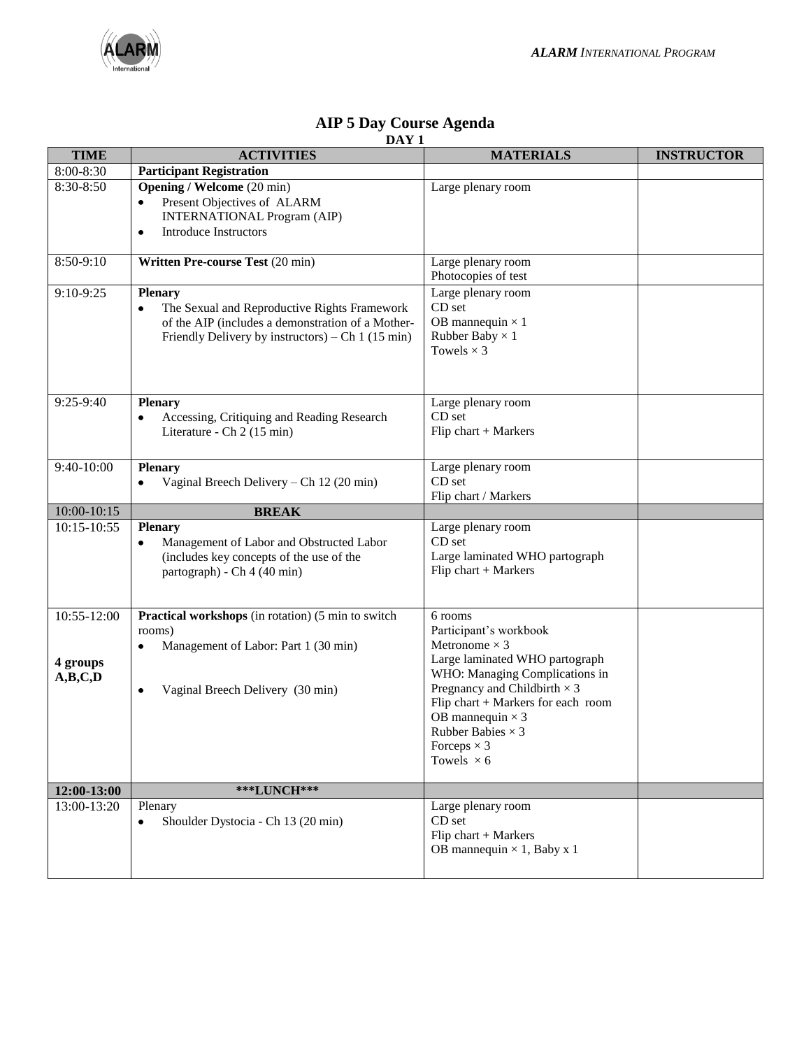# AIP 5 Day Course Agenda

## DAY 1

| TIME | ACTIVITIES | MATERIALS | INSTRUCTOR |
|---|---|---|---|
| 8:00-8:30 | **Participant Registration** | | |
| 8:30-8:50 | **Opening / Welcome** (20 min)<br>• Present Objectives of ALARM INTERNATIONAL Program (AIP)<br>• Introduce Instructors | Large plenary room | |
| 8:50-9:10 | **Written Pre-course Test** (20 min) | Large plenary room<br>Photocopies of test | |
| 9:10-9:25 | **Plenary**<br>• The Sexual and Reproductive Rights Framework of the AIP (includes a demonstration of a Mother-Friendly Delivery by instructors) – Ch 1 (15 min) | Large plenary room<br>CD set<br>OB mannequin × 1<br>Rubber Baby × 1<br>Towels × 3 | |
| 9:25-9:40 | **Plenary**<br>• Accessing, Critiquing and Reading Research Literature - Ch 2 (15 min) | Large plenary room<br>CD set<br>Flip chart + Markers | |
| 9:40-10:00 | **Plenary**<br>• Vaginal Breech Delivery – Ch 12 (20 min) | Large plenary room<br>CD set<br>Flip chart / Markers | |
| 10:00-10:15 | **BREAK** | | |
| 10:15-10:55 | **Plenary**<br>• Management of Labor and Obstructed Labor (includes key concepts of the use of the partograph) - Ch 4 (40 min) | Large plenary room<br>CD set<br>Large laminated WHO partograph<br>Flip chart + Markers | |
| 10:55-12:00<br><br>**4 groups A,B,C,D** | **Practical workshops** (in rotation) (5 min to switch rooms)<br>• Management of Labor: Part 1 (30 min)<br><br>• Vaginal Breech Delivery (30 min) | 6 rooms<br>Participant's workbook<br>Metronome × 3<br>Large laminated WHO partograph<br>WHO: Managing Complications in Pregnancy and Childbirth × 3<br>Flip chart + Markers for each room<br>OB mannequin × 3<br>Rubber Babies × 3<br>Forceps × 3<br>Towels × 6 | |
| **12:00-13:00** | **\*\*\*LUNCH\*\*\*** | | |
| 13:00-13:20 | Plenary<br>• Shoulder Dystocia - Ch 13 (20 min) | Large plenary room<br>CD set<br>Flip chart + Markers<br>OB mannequin × 1, Baby x 1 | |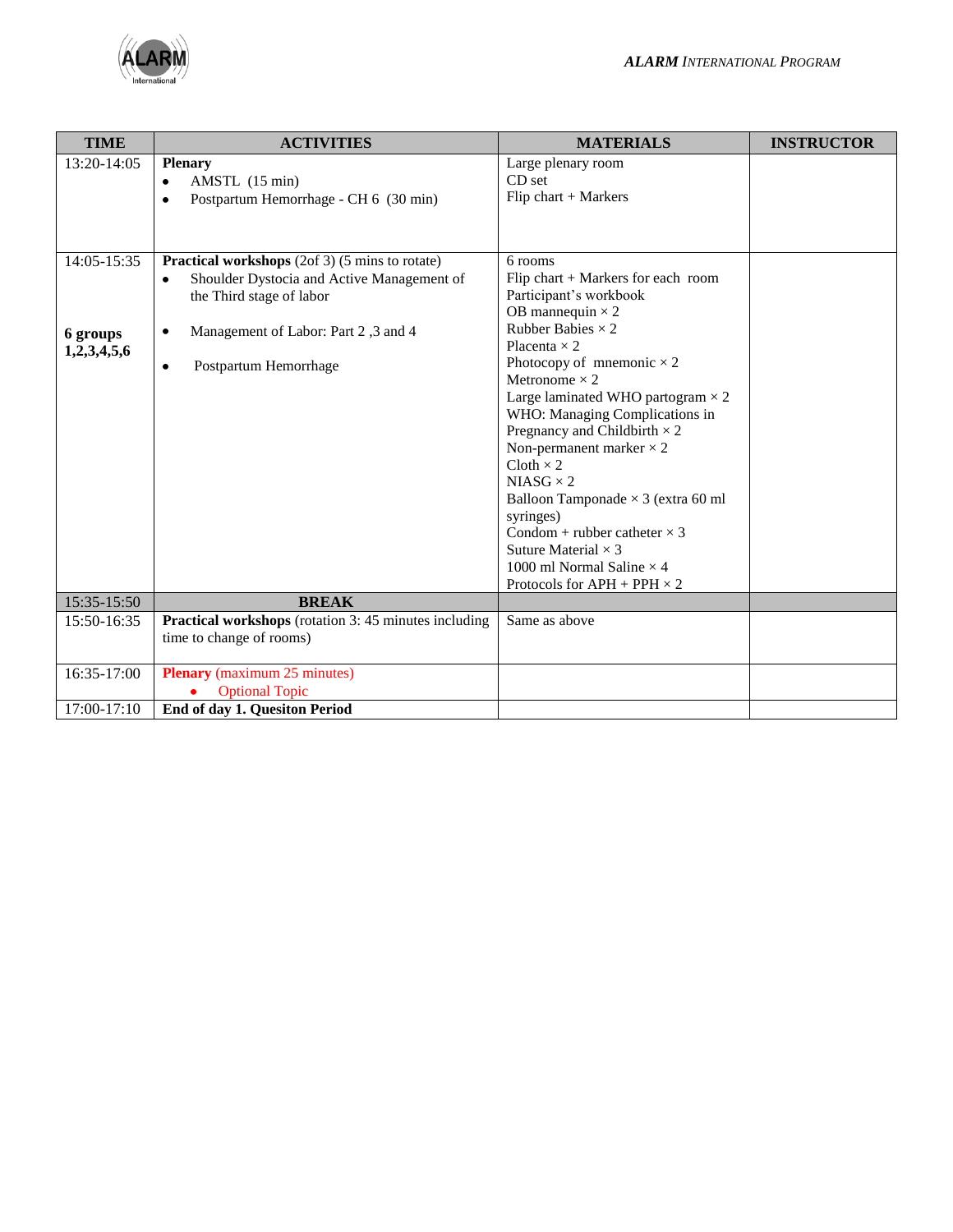| TIME | ACTIVITIES | MATERIALS | INSTRUCTOR |
|---|---|---|---|
| 13:20-14:05 | **Plenary**<br>• AMSTL (15 min)<br>• Postpartum Hemorrhage - CH 6 (30 min) | Large plenary room<br>CD set<br>Flip chart + Markers | |
| 14:05-15:35<br><br>**6 groups 1,2,3,4,5,6** | **Practical workshops** (2of 3) (5 mins to rotate)<br>• Shoulder Dystocia and Active Management of the Third stage of labor<br>• Management of Labor: Part 2 ,3 and 4<br>• Postpartum Hemorrhage | 6 rooms<br>Flip chart + Markers for each room<br>Participant's workbook<br>OB mannequin × 2<br>Rubber Babies × 2<br>Placenta × 2<br>Photocopy of mnemonic × 2<br>Metronome × 2<br>Large laminated WHO partogram × 2<br>WHO: Managing Complications in Pregnancy and Childbirth × 2<br>Non-permanent marker × 2<br>Cloth × 2<br>NIASG × 2<br>Balloon Tamponade × 3 (extra 60 ml syringes)<br>Condom + rubber catheter × 3<br>Suture Material × 3<br>1000 ml Normal Saline × 4<br>Protocols for APH + PPH × 2 | |
| 15:35-15:50 | **BREAK** | | |
| 15:50-16:35 | **Practical workshops** (rotation 3: 45 minutes including time to change of rooms) | Same as above | |
| 16:35-17:00 | **Plenary** (maximum 25 minutes)<br>• Optional Topic | | |
| 17:00-17:10 | **End of day 1. Quesiton Period** | | |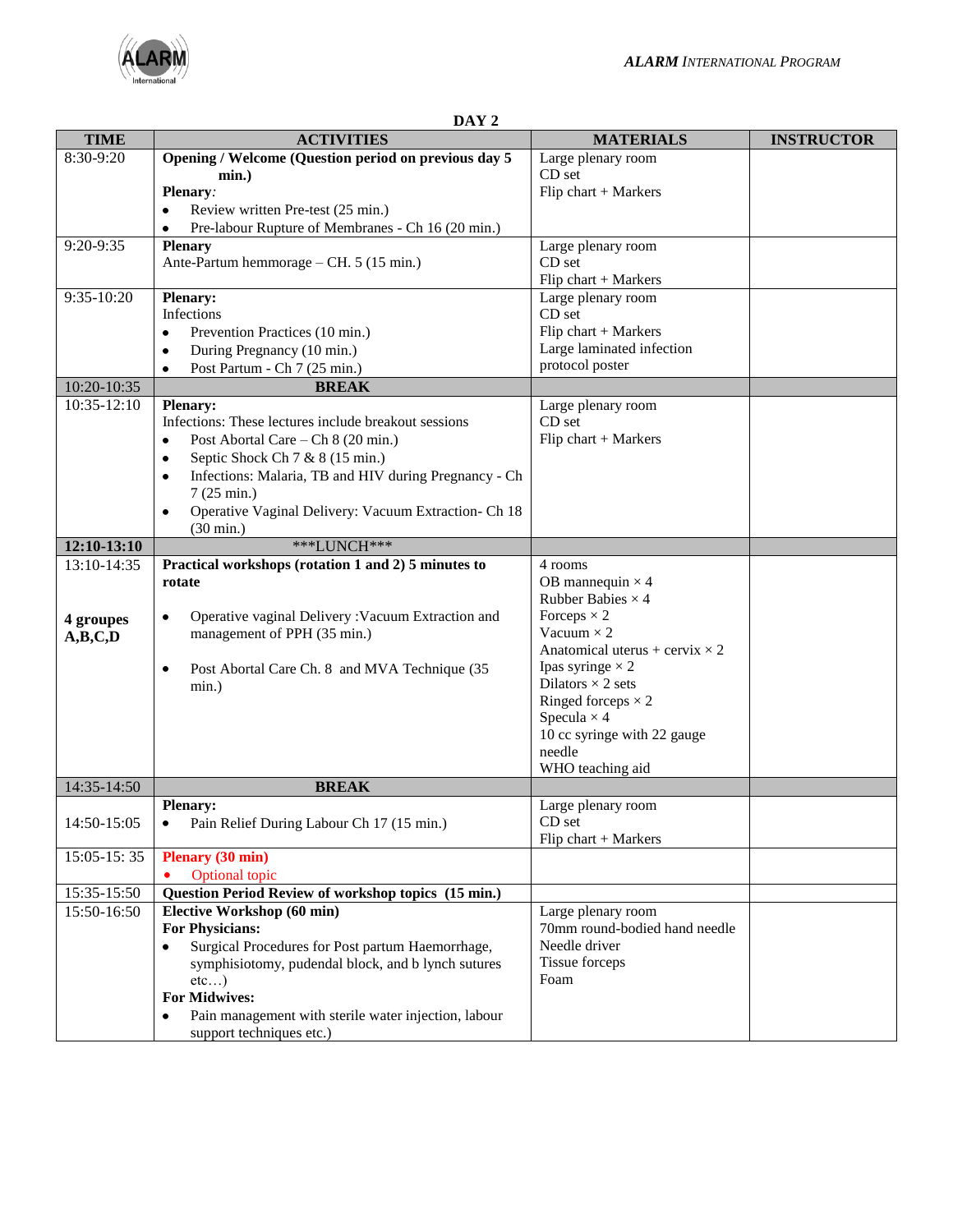## DAY 2

| TIME | ACTIVITIES | MATERIALS | INSTRUCTOR |
|---|---|---|---|
| 8:30-9:20 | **Opening / Welcome (Question period on previous day 5 min.)**<br>**Plenary**:<br>• Review written Pre-test (25 min.)<br>• Pre-labour Rupture of Membranes - Ch 16 (20 min.) | Large plenary room<br>CD set<br>Flip chart + Markers | |
| 9:20-9:35 | **Plenary**<br>Ante-Partum hemmorage – CH. 5 (15 min.) | Large plenary room<br>CD set<br>Flip chart + Markers | |
| 9:35-10:20 | **Plenary:**<br>Infections<br>• Prevention Practices (10 min.)<br>• During Pregnancy (10 min.)<br>• Post Partum - Ch 7 (25 min.) | Large plenary room<br>CD set<br>Flip chart + Markers<br>Large laminated infection protocol poster | |
| 10:20-10:35 | **BREAK** | | |
| 10:35-12:10 | **Plenary:**<br>Infections: These lectures include breakout sessions<br>• Post Abortal Care – Ch 8 (20 min.)<br>• Septic Shock Ch 7 & 8 (15 min.)<br>• Infections: Malaria, TB and HIV during Pregnancy - Ch 7 (25 min.)<br>• Operative Vaginal Delivery: Vacuum Extraction- Ch 18 (30 min.) | Large plenary room<br>CD set<br>Flip chart + Markers | |
| **12:10-13:10** | ***LUNCH*** | | |
| 13:10-14:35<br><br>**4 groupes A,B,C,D** | **Practical workshops (rotation 1 and 2) 5 minutes to rotate**<br><br>• Operative vaginal Delivery :Vacuum Extraction and management of PPH (35 min.)<br><br>• Post Abortal Care Ch. 8 and MVA Technique (35 min.) | 4 rooms<br>OB mannequin × 4<br>Rubber Babies × 4<br>Forceps × 2<br>Vacuum × 2<br>Anatomical uterus + cervix × 2<br>Ipas syringe × 2<br>Dilators × 2 sets<br>Ringed forceps × 2<br>Specula × 4<br>10 cc syringe with 22 gauge needle<br>WHO teaching aid | |
| 14:35-14:50 | **BREAK** | | |
| 14:50-15:05 | **Plenary:**<br>• Pain Relief During Labour Ch 17 (15 min.) | Large plenary room<br>CD set<br>Flip chart + Markers | |
| 15:05-15: 35 | **Plenary (30 min)**<br>• Optional topic | | |
| 15:35-15:50 | **Question Period Review of workshop topics (15 min.)** | | |
| 15:50-16:50 | **Elective Workshop (60 min)**<br>**For Physicians:**<br>• Surgical Procedures for Post partum Haemorrhage, symphisiotomy, pudendal block, and b lynch sutures etc…)<br>**For Midwives:**<br>• Pain management with sterile water injection, labour support techniques etc.) | Large plenary room<br>70mm round-bodied hand needle<br>Needle driver<br>Tissue forceps<br>Foam | |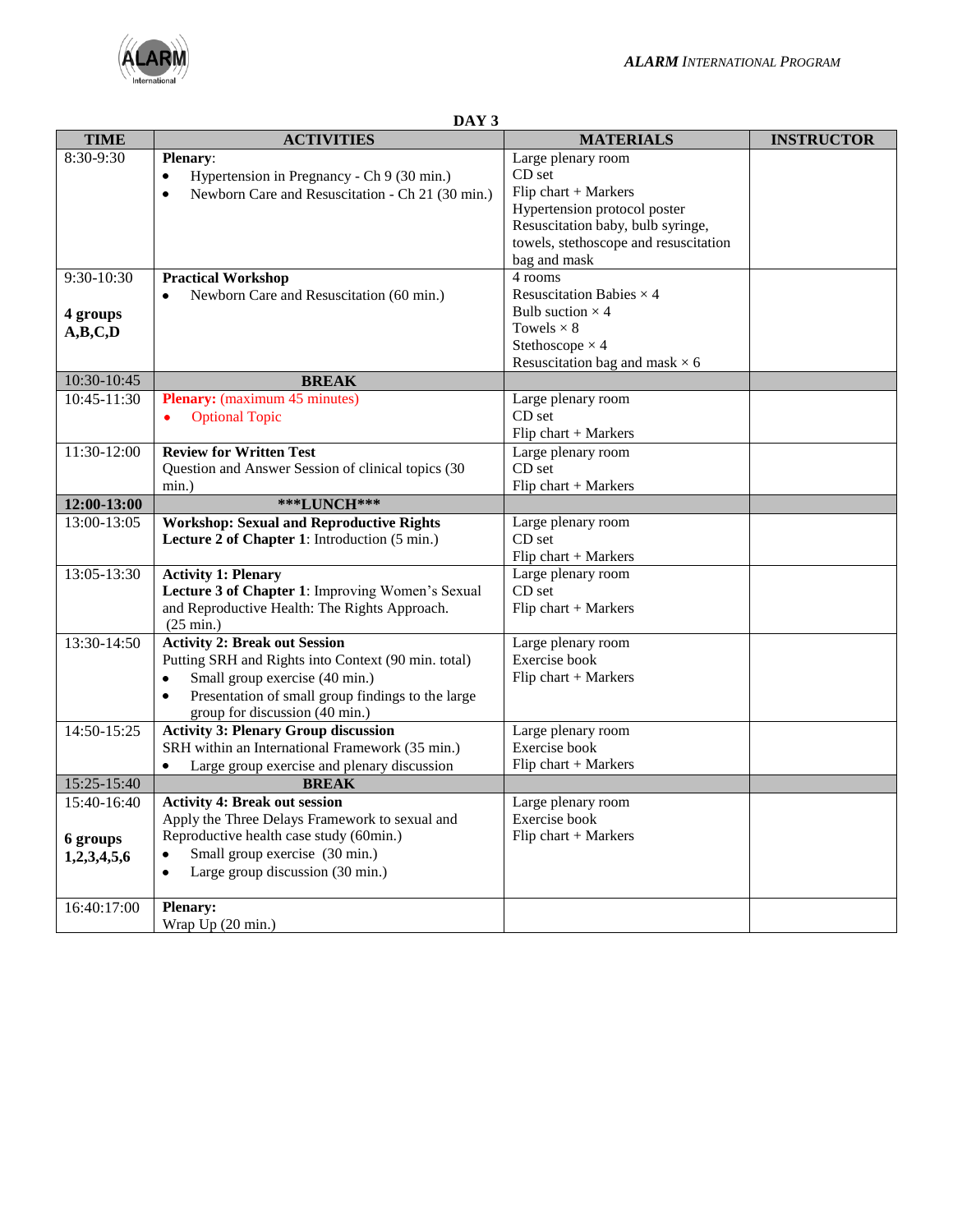## DAY 3

| TIME | ACTIVITIES | MATERIALS | INSTRUCTOR |
|---|---|---|---|
| 8:30-9:30 | **Plenary**:<br>• Hypertension in Pregnancy - Ch 9 (30 min.)<br>• Newborn Care and Resuscitation - Ch 21 (30 min.) | Large plenary room<br>CD set<br>Flip chart + Markers<br>Hypertension protocol poster<br>Resuscitation baby, bulb syringe, towels, stethoscope and resuscitation bag and mask | |
| 9:30-10:30<br><br>**4 groups A,B,C,D** | **Practical Workshop**<br>• Newborn Care and Resuscitation (60 min.) | 4 rooms<br>Resuscitation Babies × 4<br>Bulb suction × 4<br>Towels × 8<br>Stethoscope × 4<br>Resuscitation bag and mask × 6 | |
| 10:30-10:45 | **BREAK** | | |
| 10:45-11:30 | **Plenary:** (maximum 45 minutes)<br>• Optional Topic | Large plenary room<br>CD set<br>Flip chart + Markers | |
| 11:30-12:00 | **Review for Written Test**<br>Question and Answer Session of clinical topics (30 min.) | Large plenary room<br>CD set<br>Flip chart + Markers | |
| **12:00-13:00** | **\*\*\*LUNCH\*\*\*** | | |
| 13:00-13:05 | **Workshop: Sexual and Reproductive Rights**<br>**Lecture 2 of Chapter 1**: Introduction (5 min.) | Large plenary room<br>CD set<br>Flip chart + Markers | |
| 13:05-13:30 | **Activity 1: Plenary**<br>**Lecture 3 of Chapter 1**: Improving Women's Sexual and Reproductive Health: The Rights Approach. (25 min.) | Large plenary room<br>CD set<br>Flip chart + Markers | |
| 13:30-14:50 | **Activity 2: Break out Session**<br>Putting SRH and Rights into Context (90 min. total)<br>• Small group exercise (40 min.)<br>• Presentation of small group findings to the large group for discussion (40 min.) | Large plenary room<br>Exercise book<br>Flip chart + Markers | |
| 14:50-15:25 | **Activity 3: Plenary Group discussion**<br>SRH within an International Framework (35 min.)<br>• Large group exercise and plenary discussion | Large plenary room<br>Exercise book<br>Flip chart + Markers | |
| 15:25-15:40 | **BREAK** | | |
| 15:40-16:40<br><br>**6 groups 1,2,3,4,5,6** | **Activity 4: Break out session**<br>Apply the Three Delays Framework to sexual and Reproductive health case study (60min.)<br>• Small group exercise (30 min.)<br>• Large group discussion (30 min.) | Large plenary room<br>Exercise book<br>Flip chart + Markers | |
| 16:40:17:00 | **Plenary:**<br>Wrap Up (20 min.) | | |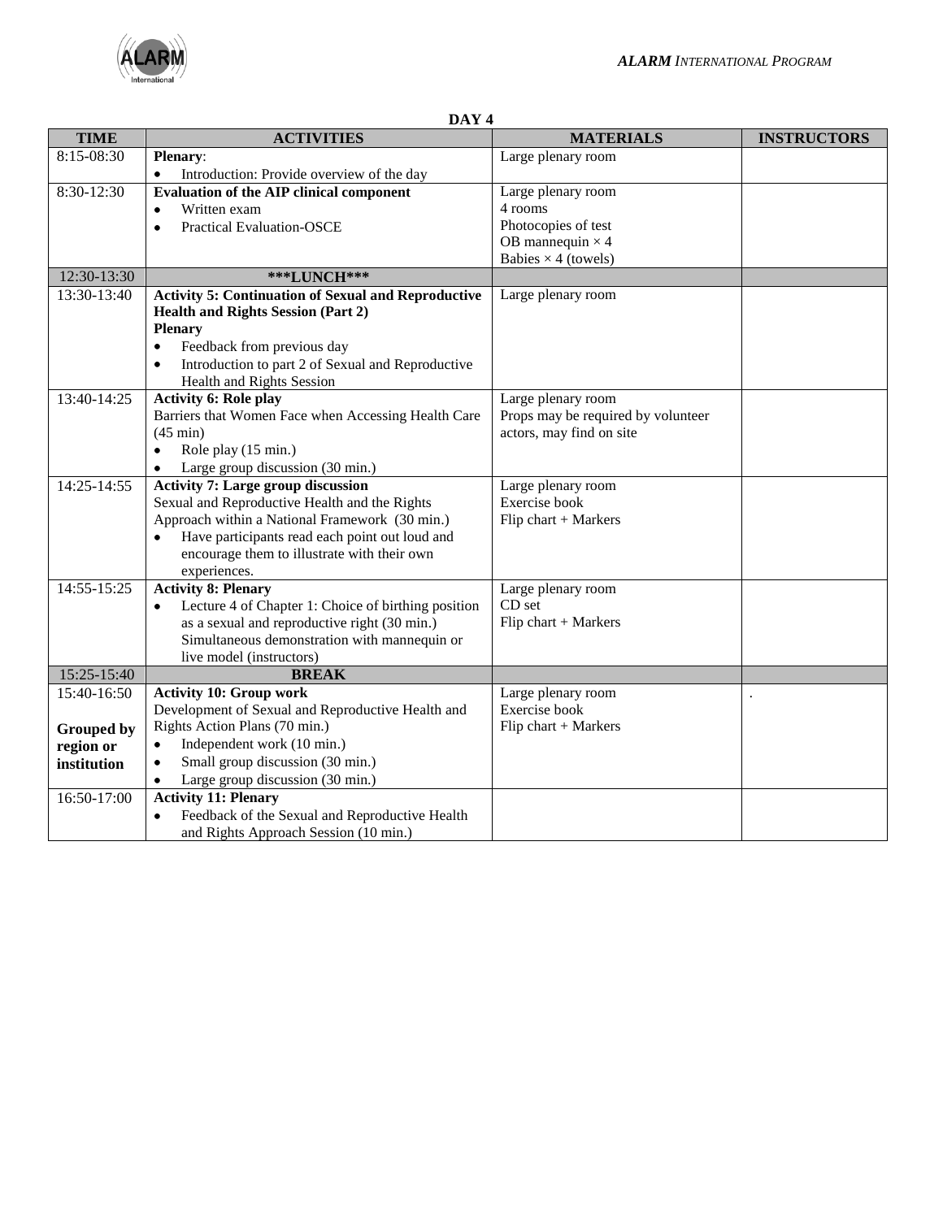## DAY 4

| TIME | ACTIVITIES | MATERIALS | INSTRUCTORS |
|---|---|---|---|
| 8:15-08:30 | **Plenary**:<br>• Introduction: Provide overview of the day | Large plenary room | |
| 8:30-12:30 | **Evaluation of the AIP clinical component**<br>• Written exam<br>• Practical Evaluation-OSCE | Large plenary room<br>4 rooms<br>Photocopies of test<br>OB mannequin × 4<br>Babies × 4 (towels) | |
| 12:30-13:30 | **\*\*\*LUNCH\*\*\*** | | |
| 13:30-13:40 | **Activity 5: Continuation of Sexual and Reproductive Health and Rights Session (Part 2)**<br>**Plenary**<br>• Feedback from previous day<br>• Introduction to part 2 of Sexual and Reproductive Health and Rights Session | Large plenary room | |
| 13:40-14:25 | **Activity 6: Role play**<br>Barriers that Women Face when Accessing Health Care (45 min)<br>• Role play (15 min.)<br>• Large group discussion (30 min.) | Large plenary room<br>Props may be required by volunteer actors, may find on site | |
| 14:25-14:55 | **Activity 7: Large group discussion**<br>Sexual and Reproductive Health and the Rights Approach within a National Framework (30 min.)<br>• Have participants read each point out loud and encourage them to illustrate with their own experiences. | Large plenary room<br>Exercise book<br>Flip chart + Markers | |
| 14:55-15:25 | **Activity 8: Plenary**<br>• Lecture 4 of Chapter 1: Choice of birthing position as a sexual and reproductive right (30 min.) Simultaneous demonstration with mannequin or live model (instructors) | Large plenary room<br>CD set<br>Flip chart + Markers | |
| 15:25-15:40 | **BREAK** | | |
| 15:40-16:50<br><br>**Grouped by region or institution** | **Activity 10: Group work**<br>Development of Sexual and Reproductive Health and Rights Action Plans (70 min.)<br>• Independent work (10 min.)<br>• Small group discussion (30 min.)<br>• Large group discussion (30 min.) | Large plenary room<br>Exercise book<br>Flip chart + Markers | . |
| 16:50-17:00 | **Activity 11: Plenary**<br>• Feedback of the Sexual and Reproductive Health and Rights Approach Session (10 min.) | | |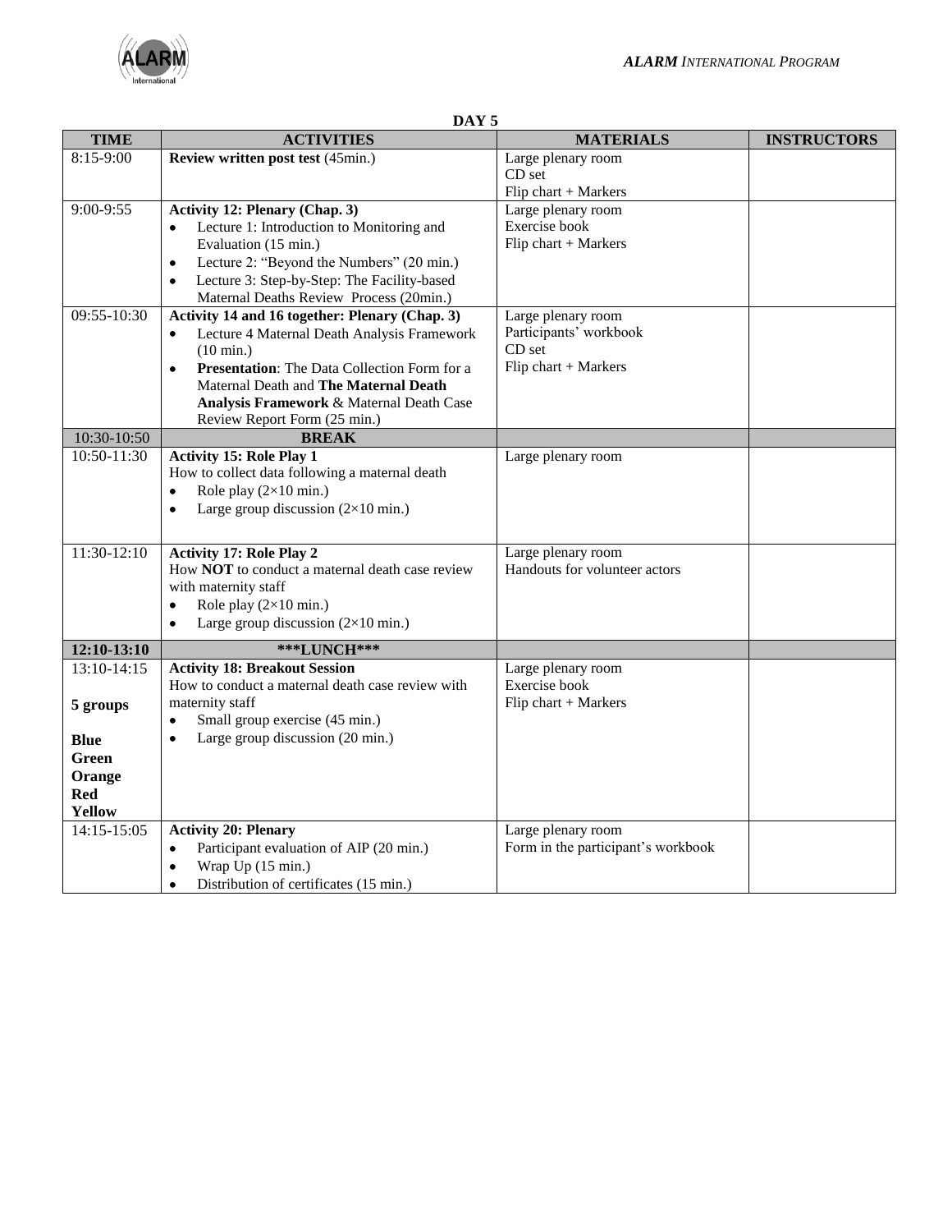**DAY 5**

| TIME | ACTIVITIES | MATERIALS | INSTRUCTORS |
|---|---|---|---|
| 8:15-9:00 | **Review written post test** (45min.) | Large plenary room<br>CD set<br>Flip chart + Markers | |
| 9:00-9:55 | **Activity 12: Plenary (Chap. 3)**<br>• Lecture 1: Introduction to Monitoring and Evaluation (15 min.)<br>• Lecture 2: "Beyond the Numbers" (20 min.)<br>• Lecture 3: Step-by-Step: The Facility-based Maternal Deaths Review Process (20min.) | Large plenary room<br>Exercise book<br>Flip chart + Markers | |
| 09:55-10:30 | **Activity 14 and 16 together: Plenary (Chap. 3)**<br>• Lecture 4 Maternal Death Analysis Framework (10 min.)<br>• **Presentation**: The Data Collection Form for a Maternal Death and **The Maternal Death Analysis Framework** & Maternal Death Case Review Report Form (25 min.) | Large plenary room<br>Participants' workbook<br>CD set<br>Flip chart + Markers | |
| 10:30-10:50 | **BREAK** | | |
| 10:50-11:30 | **Activity 15: Role Play 1**<br>How to collect data following a maternal death<br>• Role play (2×10 min.)<br>• Large group discussion (2×10 min.) | Large plenary room | |
| 11:30-12:10 | **Activity 17: Role Play 2**<br>How **NOT** to conduct a maternal death case review with maternity staff<br>• Role play (2×10 min.)<br>• Large group discussion (2×10 min.) | Large plenary room<br>Handouts for volunteer actors | |
| **12:10-13:10** | **\*\*\*LUNCH\*\*\*** | | |
| 13:10-14:15<br><br>**5 groups**<br><br>**Blue**<br>**Green**<br>**Orange**<br>**Red**<br>**Yellow** | **Activity 18: Breakout Session**<br>How to conduct a maternal death case review with maternity staff<br>• Small group exercise (45 min.)<br>• Large group discussion (20 min.) | Large plenary room<br>Exercise book<br>Flip chart + Markers | |
| 14:15-15:05 | **Activity 20: Plenary**<br>• Participant evaluation of AIP (20 min.)<br>• Wrap Up (15 min.)<br>• Distribution of certificates (15 min.) | Large plenary room<br>Form in the participant's workbook | |